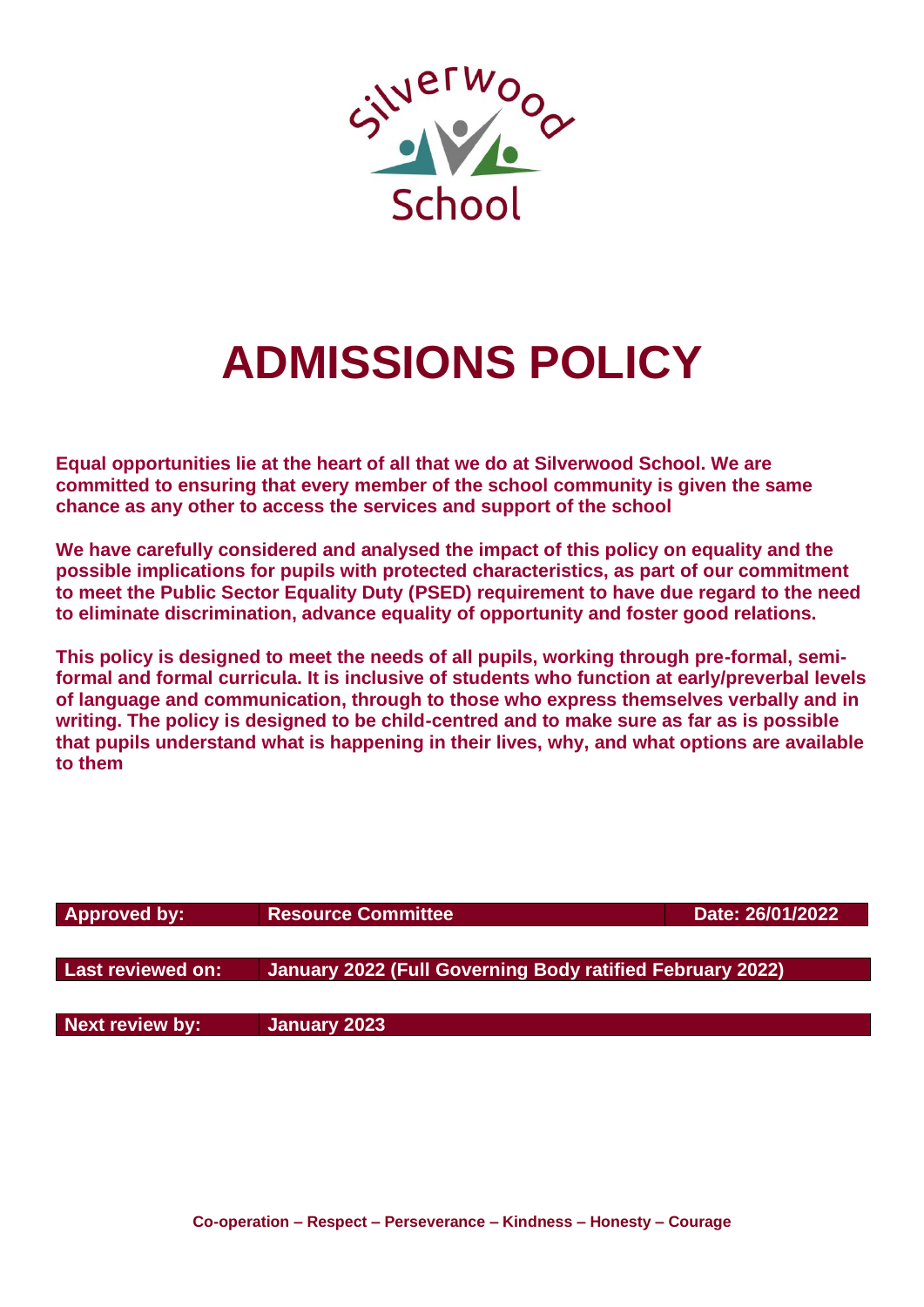Silverwood School

# ADMISSIONS POLICY

**Equal opportunities lie at the heart of all that we do at Silverwood School. We are committed to ensuring that every member of the school community is given the same chance as any other to access the services and support of the school**

**We have carefully considered and analysed the impact of this policy on equality and the possible implications for pupils with protected characteristics, as part of our commitment to meet the Public Sector Equality Duty (PSED) requirement to have due regard to the need to eliminate discrimination, advance equality of opportunity and foster good relations.**

**This policy is designed to meet the needs of all pupils, working through pre-formal, semi-formal and formal curricula. It is inclusive of students who function at early/preverbal levels of language and communication, through to those who express themselves verbally and in writing. The policy is designed to be child-centred and to make sure as far as is possible that pupils understand what is happening in their lives, why, and what options are available to them**

| **Approved by:** | **Resource Committee** | **Date: 26/01/2022** |
|---|---|---|
| **Last reviewed on:** | **January 2022 (Full Governing Body ratified February 2022)** | |
| **Next review by:** | **January 2023** | |

**Co-operation – Respect – Perseverance – Kindness – Honesty – Courage**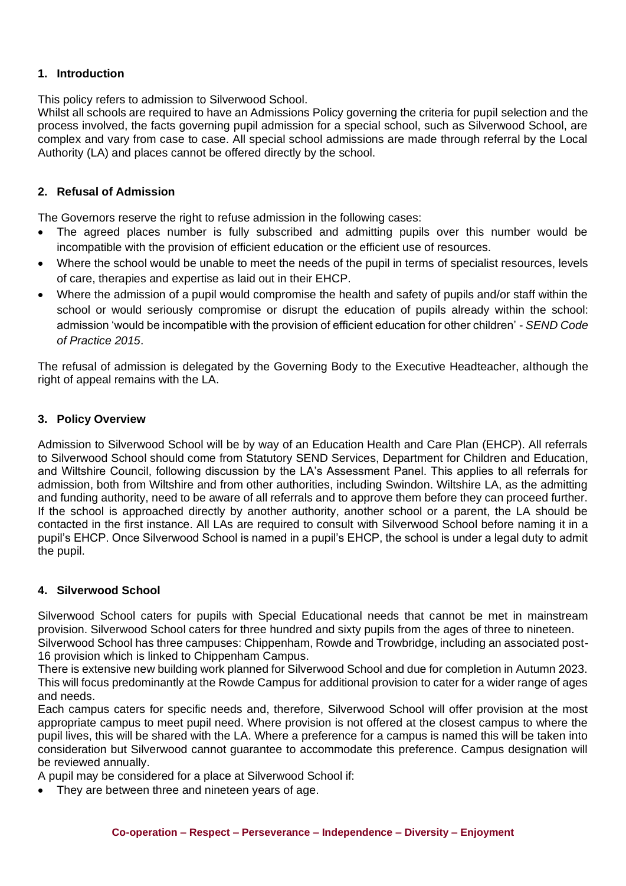## 1. Introduction

This policy refers to admission to Silverwood School.
Whilst all schools are required to have an Admissions Policy governing the criteria for pupil selection and the process involved, the facts governing pupil admission for a special school, such as Silverwood School, are complex and vary from case to case. All special school admissions are made through referral by the Local Authority (LA) and places cannot be offered directly by the school.

## 2. Refusal of Admission

The Governors reserve the right to refuse admission in the following cases:

- The agreed places number is fully subscribed and admitting pupils over this number would be incompatible with the provision of efficient education or the efficient use of resources.
- Where the school would be unable to meet the needs of the pupil in terms of specialist resources, levels of care, therapies and expertise as laid out in their EHCP.
- Where the admission of a pupil would compromise the health and safety of pupils and/or staff within the school or would seriously compromise or disrupt the education of pupils already within the school: admission 'would be incompatible with the provision of efficient education for other children' - *SEND Code of Practice 2015*.

The refusal of admission is delegated by the Governing Body to the Executive Headteacher, although the right of appeal remains with the LA.

## 3. Policy Overview

Admission to Silverwood School will be by way of an Education Health and Care Plan (EHCP). All referrals to Silverwood School should come from Statutory SEND Services, Department for Children and Education, and Wiltshire Council, following discussion by the LA's Assessment Panel. This applies to all referrals for admission, both from Wiltshire and from other authorities, including Swindon. Wiltshire LA, as the admitting and funding authority, need to be aware of all referrals and to approve them before they can proceed further. If the school is approached directly by another authority, another school or a parent, the LA should be contacted in the first instance. All LAs are required to consult with Silverwood School before naming it in a pupil's EHCP. Once Silverwood School is named in a pupil's EHCP, the school is under a legal duty to admit the pupil.

## 4. Silverwood School

Silverwood School caters for pupils with Special Educational needs that cannot be met in mainstream provision. Silverwood School caters for three hundred and sixty pupils from the ages of three to nineteen.
Silverwood School has three campuses: Chippenham, Rowde and Trowbridge, including an associated post-16 provision which is linked to Chippenham Campus.
There is extensive new building work planned for Silverwood School and due for completion in Autumn 2023. This will focus predominantly at the Rowde Campus for additional provision to cater for a wider range of ages and needs.
Each campus caters for specific needs and, therefore, Silverwood School will offer provision at the most appropriate campus to meet pupil need. Where provision is not offered at the closest campus to where the pupil lives, this will be shared with the LA. Where a preference for a campus is named this will be taken into consideration but Silverwood cannot guarantee to accommodate this preference. Campus designation will be reviewed annually.
A pupil may be considered for a place at Silverwood School if:

- They are between three and nineteen years of age.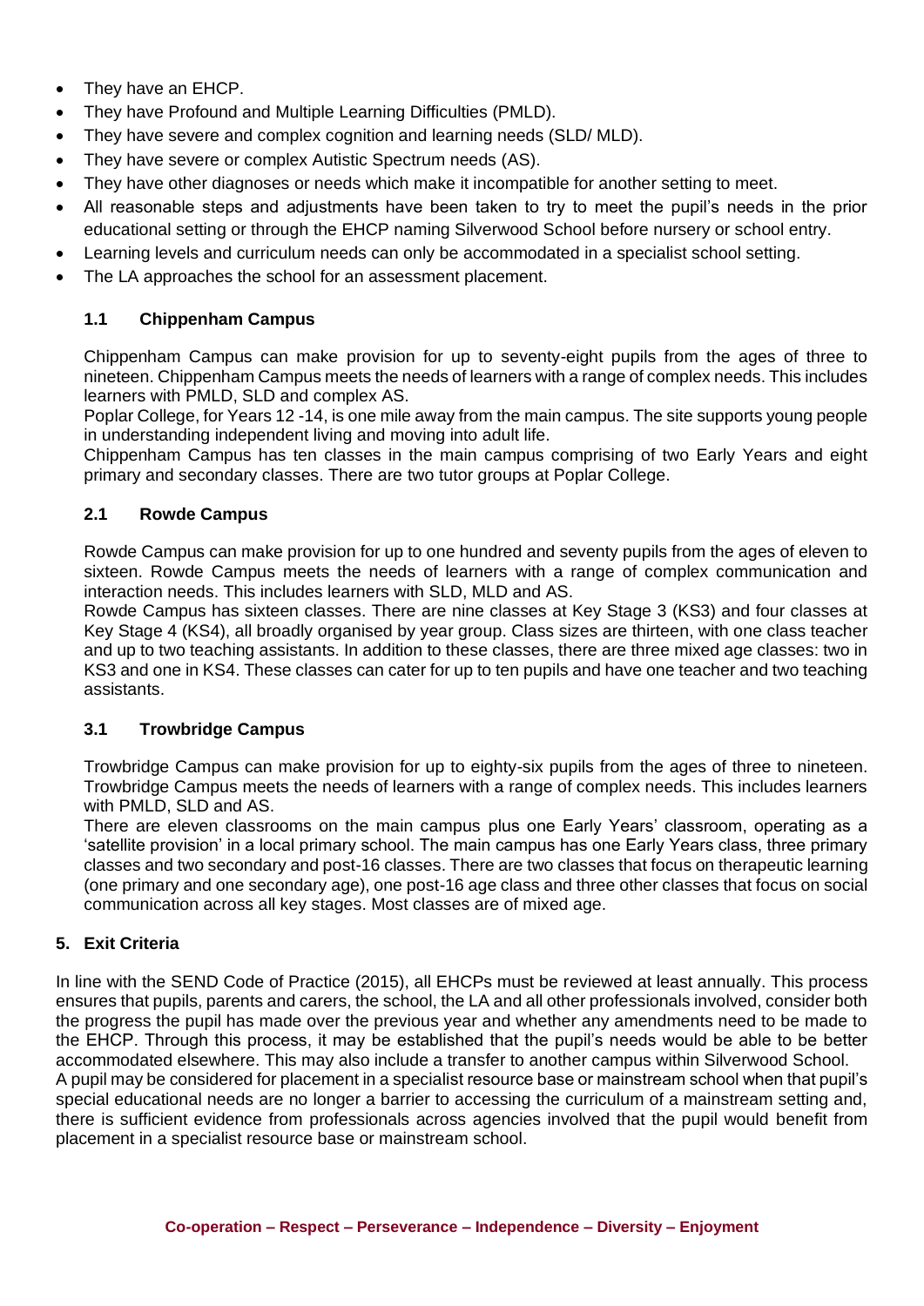- They have an EHCP.
- They have Profound and Multiple Learning Difficulties (PMLD).
- They have severe and complex cognition and learning needs (SLD/ MLD).
- They have severe or complex Autistic Spectrum needs (AS).
- They have other diagnoses or needs which make it incompatible for another setting to meet.
- All reasonable steps and adjustments have been taken to try to meet the pupil's needs in the prior educational setting or through the EHCP naming Silverwood School before nursery or school entry.
- Learning levels and curriculum needs can only be accommodated in a specialist school setting.
- The LA approaches the school for an assessment placement.

### 1.1 Chippenham Campus

Chippenham Campus can make provision for up to seventy-eight pupils from the ages of three to nineteen. Chippenham Campus meets the needs of learners with a range of complex needs. This includes learners with PMLD, SLD and complex AS.

Poplar College, for Years 12 -14, is one mile away from the main campus. The site supports young people in understanding independent living and moving into adult life.

Chippenham Campus has ten classes in the main campus comprising of two Early Years and eight primary and secondary classes. There are two tutor groups at Poplar College.

### 2.1 Rowde Campus

Rowde Campus can make provision for up to one hundred and seventy pupils from the ages of eleven to sixteen. Rowde Campus meets the needs of learners with a range of complex communication and interaction needs. This includes learners with SLD, MLD and AS.

Rowde Campus has sixteen classes. There are nine classes at Key Stage 3 (KS3) and four classes at Key Stage 4 (KS4), all broadly organised by year group. Class sizes are thirteen, with one class teacher and up to two teaching assistants. In addition to these classes, there are three mixed age classes: two in KS3 and one in KS4. These classes can cater for up to ten pupils and have one teacher and two teaching assistants.

### 3.1 Trowbridge Campus

Trowbridge Campus can make provision for up to eighty-six pupils from the ages of three to nineteen. Trowbridge Campus meets the needs of learners with a range of complex needs. This includes learners with PMLD, SLD and AS.

There are eleven classrooms on the main campus plus one Early Years' classroom, operating as a 'satellite provision' in a local primary school. The main campus has one Early Years class, three primary classes and two secondary and post-16 classes. There are two classes that focus on therapeutic learning (one primary and one secondary age), one post-16 age class and three other classes that focus on social communication across all key stages. Most classes are of mixed age.

## 5. Exit Criteria

In line with the SEND Code of Practice (2015), all EHCPs must be reviewed at least annually. This process ensures that pupils, parents and carers, the school, the LA and all other professionals involved, consider both the progress the pupil has made over the previous year and whether any amendments need to be made to the EHCP. Through this process, it may be established that the pupil's needs would be able to be better accommodated elsewhere. This may also include a transfer to another campus within Silverwood School.

A pupil may be considered for placement in a specialist resource base or mainstream school when that pupil's special educational needs are no longer a barrier to accessing the curriculum of a mainstream setting and, there is sufficient evidence from professionals across agencies involved that the pupil would benefit from placement in a specialist resource base or mainstream school.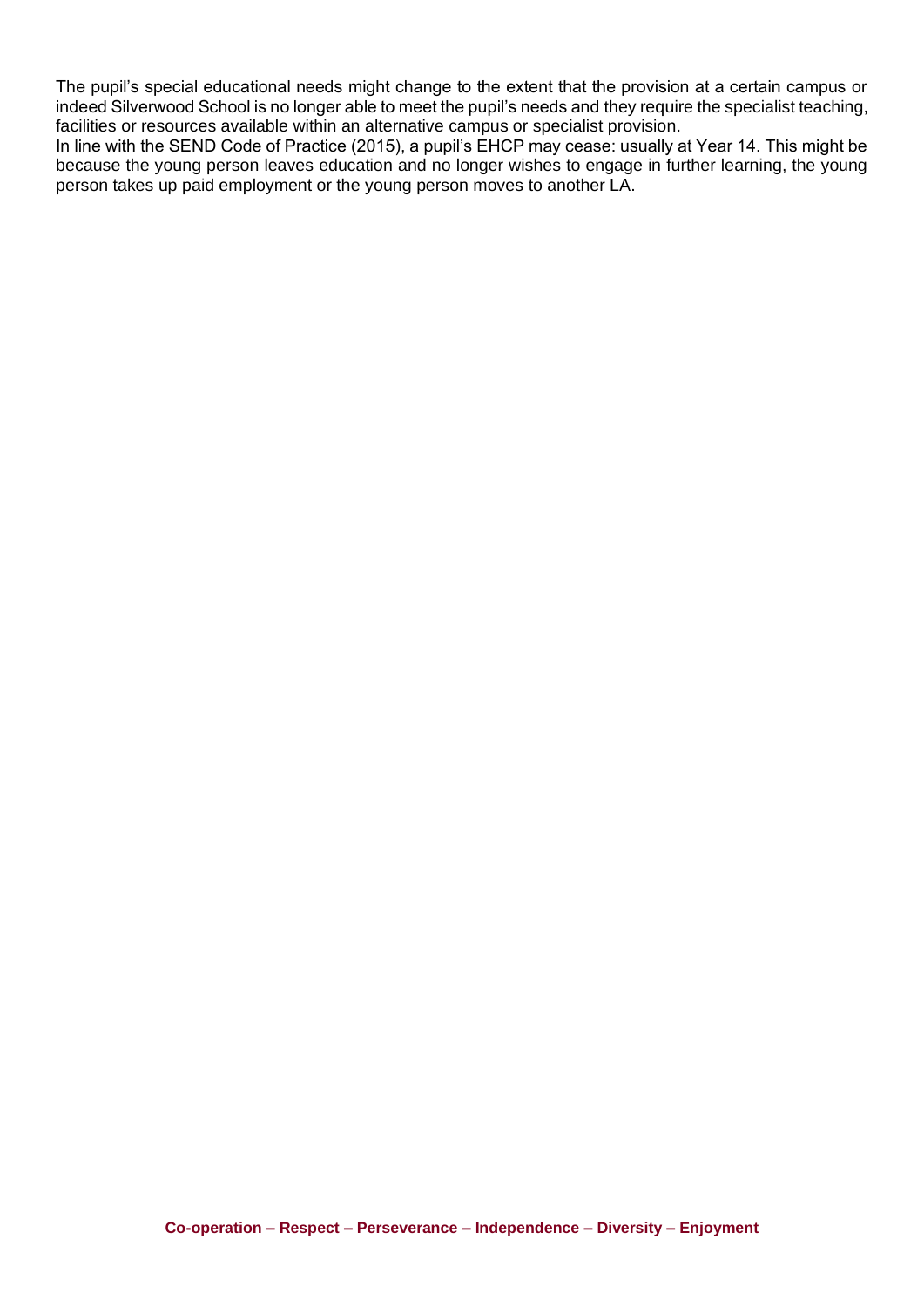The pupil's special educational needs might change to the extent that the provision at a certain campus or indeed Silverwood School is no longer able to meet the pupil's needs and they require the specialist teaching, facilities or resources available within an alternative campus or specialist provision.

In line with the SEND Code of Practice (2015), a pupil's EHCP may cease: usually at Year 14. This might be because the young person leaves education and no longer wishes to engage in further learning, the young person takes up paid employment or the young person moves to another LA.